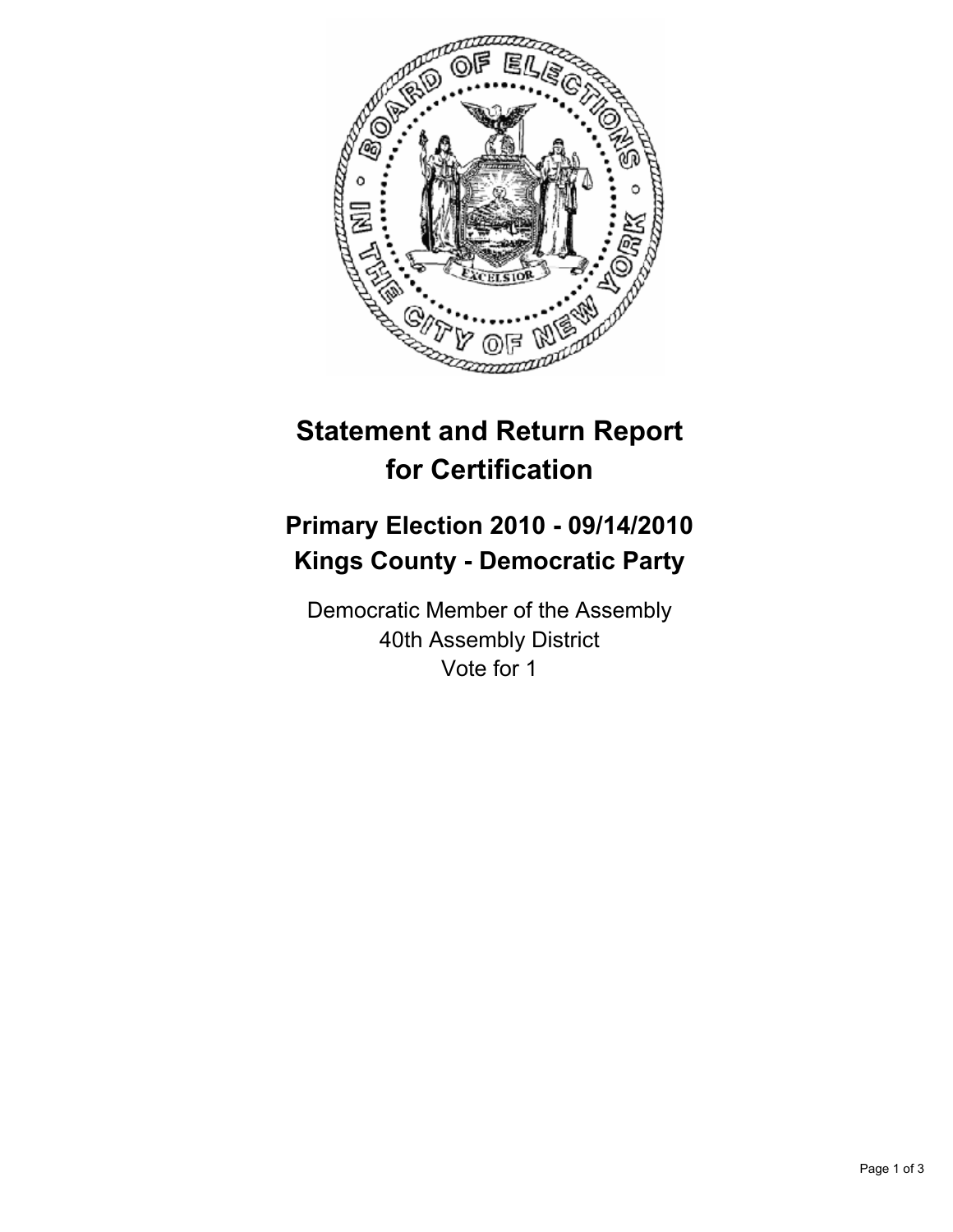# Statement and Return Report for Certification

## Primary Election 2010 - 09/14/2010
## Kings County - Democratic Party

Democratic Member of the Assembly
40th Assembly District
Vote for 1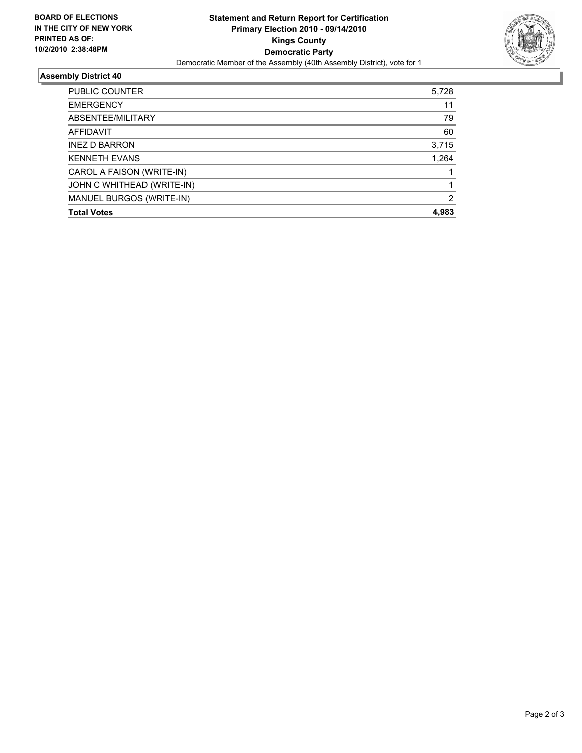**BOARD OF ELECTIONS IN THE CITY OF NEW YORK PRINTED AS OF: 10/2/2010 2:38:48PM**

**Statement and Return Report for Certification**
**Primary Election 2010 - 09/14/2010**
**Kings County**
**Democratic Party**
Democratic Member of the Assembly (40th Assembly District), vote for 1

## Assembly District 40

| | |
|---|---|
| PUBLIC COUNTER | 5,728 |
| EMERGENCY | 11 |
| ABSENTEE/MILITARY | 79 |
| AFFIDAVIT | 60 |
| INEZ D BARRON | 3,715 |
| KENNETH EVANS | 1,264 |
| CAROL A FAISON (WRITE-IN) | 1 |
| JOHN C WHITHEAD (WRITE-IN) | 1 |
| MANUEL BURGOS (WRITE-IN) | 2 |
| **Total Votes** | **4,983** |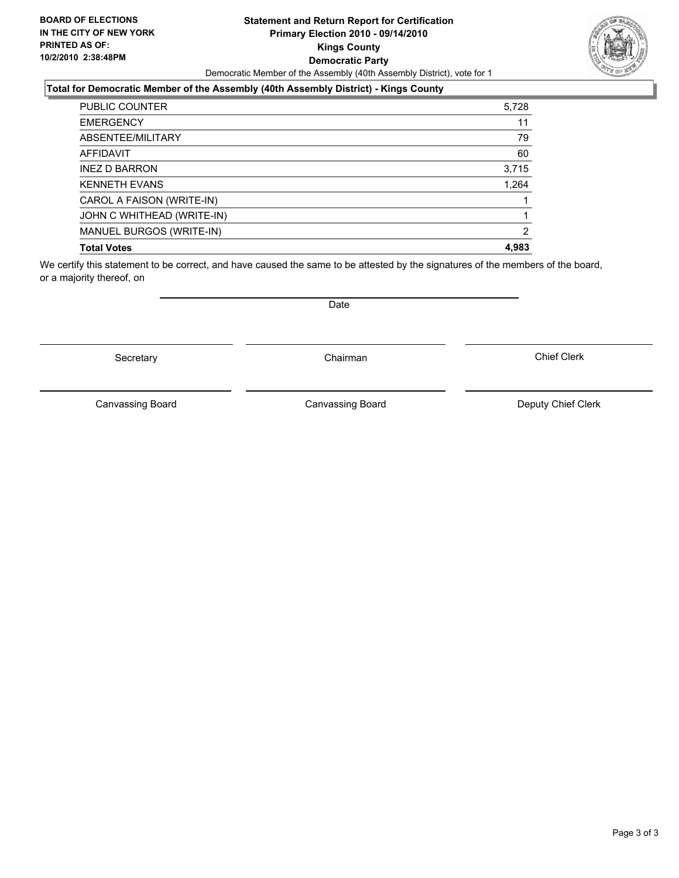**BOARD OF ELECTIONS IN THE CITY OF NEW YORK PRINTED AS OF: 10/2/2010 2:38:48PM**

**Statement and Return Report for Certification**
**Primary Election 2010 - 09/14/2010**
**Kings County**
**Democratic Party**

Democratic Member of the Assembly (40th Assembly District), vote for 1

**Total for Democratic Member of the Assembly (40th Assembly District) - Kings County**

| | |
|---|---|
| PUBLIC COUNTER | 5,728 |
| EMERGENCY | 11 |
| ABSENTEE/MILITARY | 79 |
| AFFIDAVIT | 60 |
| INEZ D BARRON | 3,715 |
| KENNETH EVANS | 1,264 |
| CAROL A FAISON (WRITE-IN) | 1 |
| JOHN C WHITHEAD (WRITE-IN) | 1 |
| MANUEL BURGOS (WRITE-IN) | 2 |
| **Total Votes** | **4,983** |

We certify this statement to be correct, and have caused the same to be attested by the signatures of the members of the board, or a majority thereof, on

Date

Secretary

Chairman

Chief Clerk

Canvassing Board

Canvassing Board

Deputy Chief Clerk